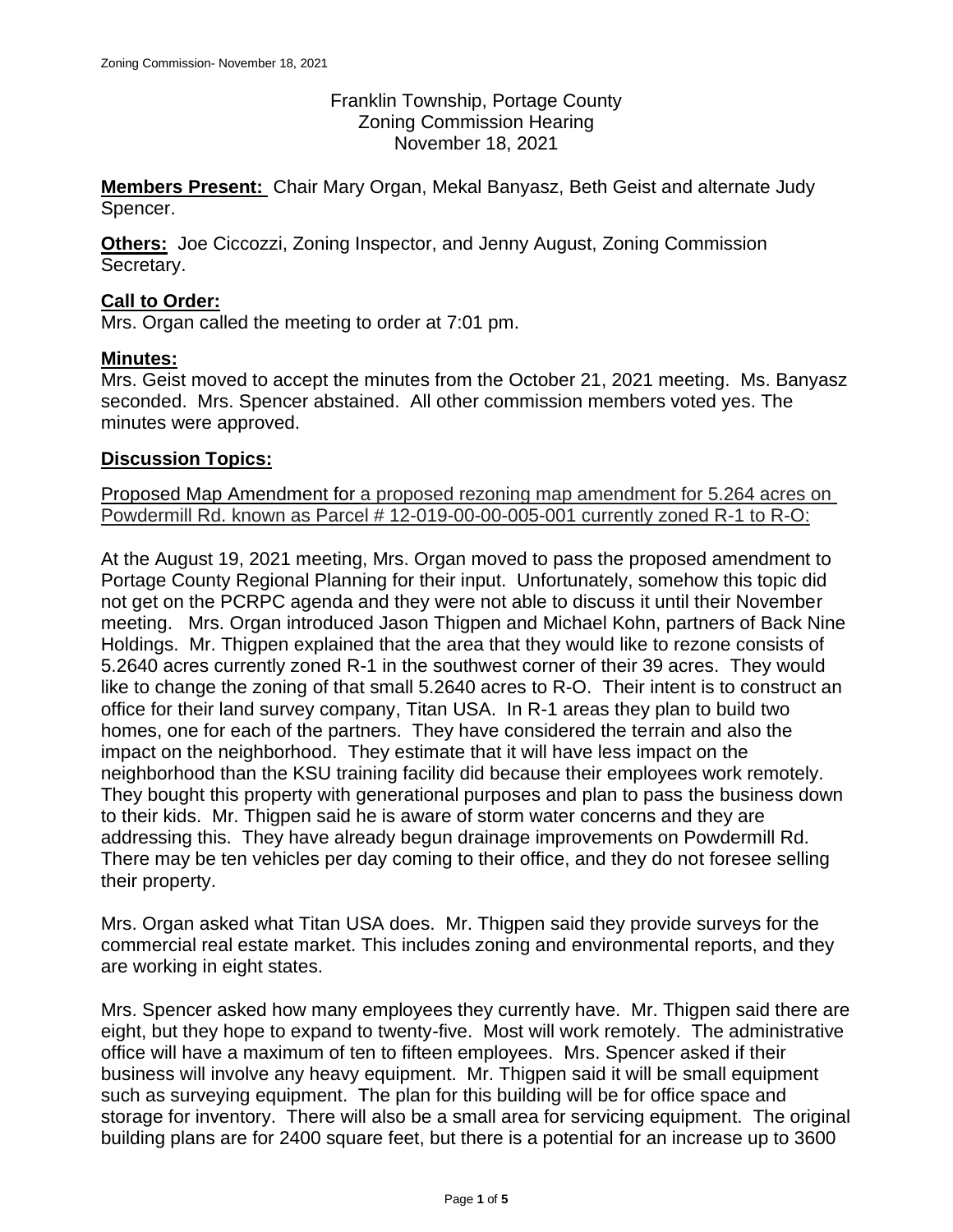Franklin Township, Portage County
Zoning Commission Hearing
November 18, 2021

**Members Present:** Chair Mary Organ, Mekal Banyasz, Beth Geist and alternate Judy Spencer.

**Others:** Joe Ciccozzi, Zoning Inspector, and Jenny August, Zoning Commission Secretary.

## Call to Order:

Mrs. Organ called the meeting to order at 7:01 pm.

## Minutes:

Mrs. Geist moved to accept the minutes from the October 21, 2021 meeting. Ms. Banyasz seconded. Mrs. Spencer abstained. All other commission members voted yes. The minutes were approved.

## Discussion Topics:

Proposed Map Amendment for a proposed rezoning map amendment for 5.264 acres on Powdermill Rd. known as Parcel # 12-019-00-00-005-001 currently zoned R-1 to R-O:

At the August 19, 2021 meeting, Mrs. Organ moved to pass the proposed amendment to Portage County Regional Planning for their input. Unfortunately, somehow this topic did not get on the PCRPC agenda and they were not able to discuss it until their November meeting. Mrs. Organ introduced Jason Thigpen and Michael Kohn, partners of Back Nine Holdings. Mr. Thigpen explained that the area that they would like to rezone consists of 5.2640 acres currently zoned R-1 in the southwest corner of their 39 acres. They would like to change the zoning of that small 5.2640 acres to R-O. Their intent is to construct an office for their land survey company, Titan USA. In R-1 areas they plan to build two homes, one for each of the partners. They have considered the terrain and also the impact on the neighborhood. They estimate that it will have less impact on the neighborhood than the KSU training facility did because their employees work remotely. They bought this property with generational purposes and plan to pass the business down to their kids. Mr. Thigpen said he is aware of storm water concerns and they are addressing this. They have already begun drainage improvements on Powdermill Rd. There may be ten vehicles per day coming to their office, and they do not foresee selling their property.

Mrs. Organ asked what Titan USA does. Mr. Thigpen said they provide surveys for the commercial real estate market. This includes zoning and environmental reports, and they are working in eight states.

Mrs. Spencer asked how many employees they currently have. Mr. Thigpen said there are eight, but they hope to expand to twenty-five. Most will work remotely. The administrative office will have a maximum of ten to fifteen employees. Mrs. Spencer asked if their business will involve any heavy equipment. Mr. Thigpen said it will be small equipment such as surveying equipment. The plan for this building will be for office space and storage for inventory. There will also be a small area for servicing equipment. The original building plans are for 2400 square feet, but there is a potential for an increase up to 3600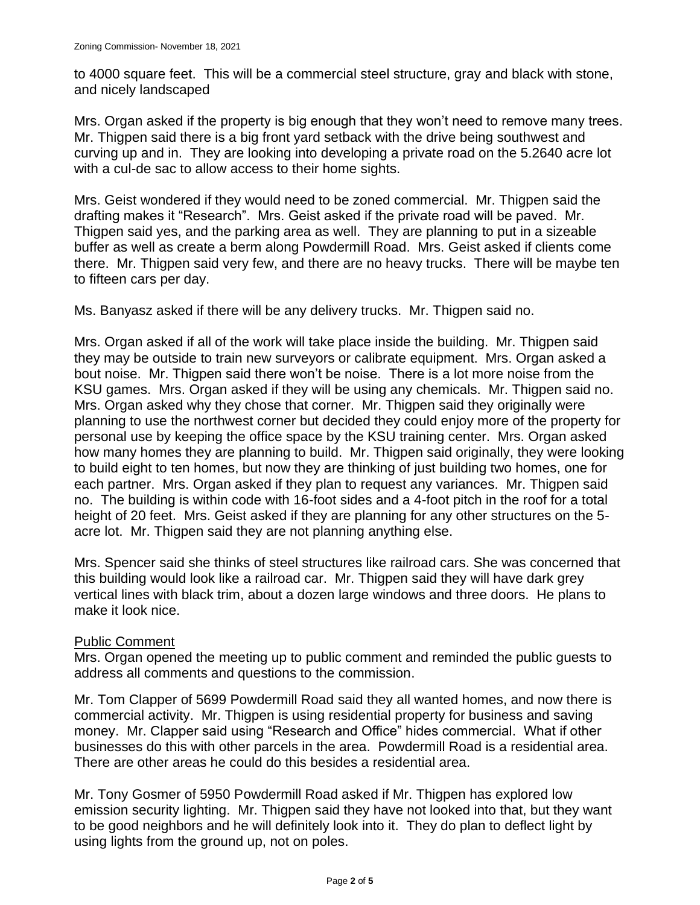to 4000 square feet. This will be a commercial steel structure, gray and black with stone, and nicely landscaped

Mrs. Organ asked if the property is big enough that they won't need to remove many trees. Mr. Thigpen said there is a big front yard setback with the drive being southwest and curving up and in. They are looking into developing a private road on the 5.2640 acre lot with a cul-de sac to allow access to their home sights.

Mrs. Geist wondered if they would need to be zoned commercial. Mr. Thigpen said the drafting makes it "Research". Mrs. Geist asked if the private road will be paved. Mr. Thigpen said yes, and the parking area as well. They are planning to put in a sizeable buffer as well as create a berm along Powdermill Road. Mrs. Geist asked if clients come there. Mr. Thigpen said very few, and there are no heavy trucks. There will be maybe ten to fifteen cars per day.

Ms. Banyasz asked if there will be any delivery trucks. Mr. Thigpen said no.

Mrs. Organ asked if all of the work will take place inside the building. Mr. Thigpen said they may be outside to train new surveyors or calibrate equipment. Mrs. Organ asked a bout noise. Mr. Thigpen said there won't be noise. There is a lot more noise from the KSU games. Mrs. Organ asked if they will be using any chemicals. Mr. Thigpen said no. Mrs. Organ asked why they chose that corner. Mr. Thigpen said they originally were planning to use the northwest corner but decided they could enjoy more of the property for personal use by keeping the office space by the KSU training center. Mrs. Organ asked how many homes they are planning to build. Mr. Thigpen said originally, they were looking to build eight to ten homes, but now they are thinking of just building two homes, one for each partner. Mrs. Organ asked if they plan to request any variances. Mr. Thigpen said no. The building is within code with 16-foot sides and a 4-foot pitch in the roof for a total height of 20 feet. Mrs. Geist asked if they are planning for any other structures on the 5-acre lot. Mr. Thigpen said they are not planning anything else.

Mrs. Spencer said she thinks of steel structures like railroad cars. She was concerned that this building would look like a railroad car. Mr. Thigpen said they will have dark grey vertical lines with black trim, about a dozen large windows and three doors. He plans to make it look nice.

Public Comment

Mrs. Organ opened the meeting up to public comment and reminded the public guests to address all comments and questions to the commission.

Mr. Tom Clapper of 5699 Powdermill Road said they all wanted homes, and now there is commercial activity. Mr. Thigpen is using residential property for business and saving money. Mr. Clapper said using "Research and Office" hides commercial. What if other businesses do this with other parcels in the area. Powdermill Road is a residential area. There are other areas he could do this besides a residential area.

Mr. Tony Gosmer of 5950 Powdermill Road asked if Mr. Thigpen has explored low emission security lighting. Mr. Thigpen said they have not looked into that, but they want to be good neighbors and he will definitely look into it. They do plan to deflect light by using lights from the ground up, not on poles.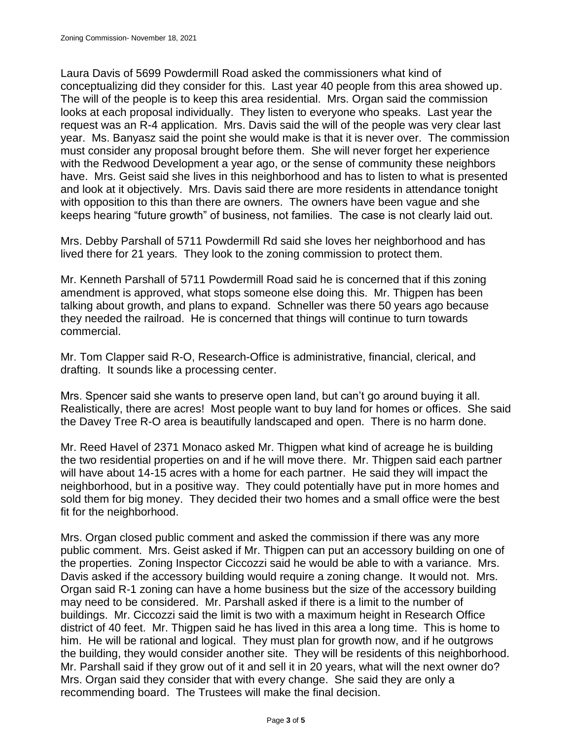Laura Davis of 5699 Powdermill Road asked the commissioners what kind of conceptualizing did they consider for this. Last year 40 people from this area showed up. The will of the people is to keep this area residential. Mrs. Organ said the commission looks at each proposal individually. They listen to everyone who speaks. Last year the request was an R-4 application. Mrs. Davis said the will of the people was very clear last year. Ms. Banyasz said the point she would make is that it is never over. The commission must consider any proposal brought before them. She will never forget her experience with the Redwood Development a year ago, or the sense of community these neighbors have. Mrs. Geist said she lives in this neighborhood and has to listen to what is presented and look at it objectively. Mrs. Davis said there are more residents in attendance tonight with opposition to this than there are owners. The owners have been vague and she keeps hearing "future growth" of business, not families. The case is not clearly laid out.

Mrs. Debby Parshall of 5711 Powdermill Rd said she loves her neighborhood and has lived there for 21 years. They look to the zoning commission to protect them.

Mr. Kenneth Parshall of 5711 Powdermill Road said he is concerned that if this zoning amendment is approved, what stops someone else doing this. Mr. Thigpen has been talking about growth, and plans to expand. Schneller was there 50 years ago because they needed the railroad. He is concerned that things will continue to turn towards commercial.

Mr. Tom Clapper said R-O, Research-Office is administrative, financial, clerical, and drafting. It sounds like a processing center.

Mrs. Spencer said she wants to preserve open land, but can't go around buying it all. Realistically, there are acres! Most people want to buy land for homes or offices. She said the Davey Tree R-O area is beautifully landscaped and open. There is no harm done.

Mr. Reed Havel of 2371 Monaco asked Mr. Thigpen what kind of acreage he is building the two residential properties on and if he will move there. Mr. Thigpen said each partner will have about 14-15 acres with a home for each partner. He said they will impact the neighborhood, but in a positive way. They could potentially have put in more homes and sold them for big money. They decided their two homes and a small office were the best fit for the neighborhood.

Mrs. Organ closed public comment and asked the commission if there was any more public comment. Mrs. Geist asked if Mr. Thigpen can put an accessory building on one of the properties. Zoning Inspector Ciccozzi said he would be able to with a variance. Mrs. Davis asked if the accessory building would require a zoning change. It would not. Mrs. Organ said R-1 zoning can have a home business but the size of the accessory building may need to be considered. Mr. Parshall asked if there is a limit to the number of buildings. Mr. Ciccozzi said the limit is two with a maximum height in Research Office district of 40 feet. Mr. Thigpen said he has lived in this area a long time. This is home to him. He will be rational and logical. They must plan for growth now, and if he outgrows the building, they would consider another site. They will be residents of this neighborhood. Mr. Parshall said if they grow out of it and sell it in 20 years, what will the next owner do? Mrs. Organ said they consider that with every change. She said they are only a recommending board. The Trustees will make the final decision.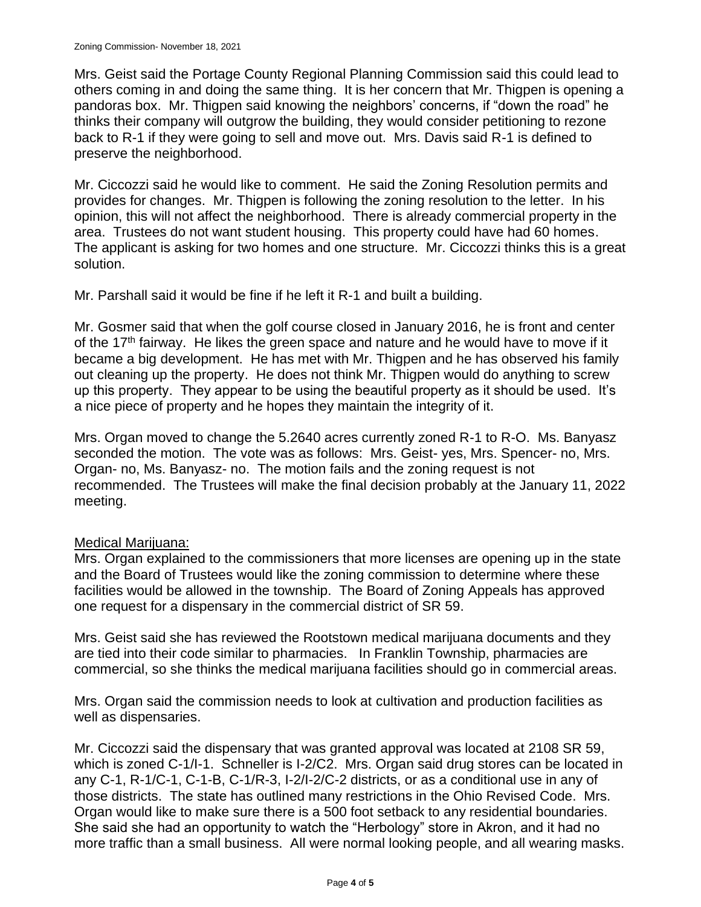Mrs. Geist said the Portage County Regional Planning Commission said this could lead to others coming in and doing the same thing. It is her concern that Mr. Thigpen is opening a pandoras box. Mr. Thigpen said knowing the neighbors' concerns, if "down the road" he thinks their company will outgrow the building, they would consider petitioning to rezone back to R-1 if they were going to sell and move out. Mrs. Davis said R-1 is defined to preserve the neighborhood.

Mr. Ciccozzi said he would like to comment. He said the Zoning Resolution permits and provides for changes. Mr. Thigpen is following the zoning resolution to the letter. In his opinion, this will not affect the neighborhood. There is already commercial property in the area. Trustees do not want student housing. This property could have had 60 homes. The applicant is asking for two homes and one structure. Mr. Ciccozzi thinks this is a great solution.

Mr. Parshall said it would be fine if he left it R-1 and built a building.

Mr. Gosmer said that when the golf course closed in January 2016, he is front and center of the 17th fairway. He likes the green space and nature and he would have to move if it became a big development. He has met with Mr. Thigpen and he has observed his family out cleaning up the property. He does not think Mr. Thigpen would do anything to screw up this property. They appear to be using the beautiful property as it should be used. It's a nice piece of property and he hopes they maintain the integrity of it.

Mrs. Organ moved to change the 5.2640 acres currently zoned R-1 to R-O. Ms. Banyasz seconded the motion. The vote was as follows: Mrs. Geist- yes, Mrs. Spencer- no, Mrs. Organ- no, Ms. Banyasz- no. The motion fails and the zoning request is not recommended. The Trustees will make the final decision probably at the January 11, 2022 meeting.

Medical Marijuana:

Mrs. Organ explained to the commissioners that more licenses are opening up in the state and the Board of Trustees would like the zoning commission to determine where these facilities would be allowed in the township. The Board of Zoning Appeals has approved one request for a dispensary in the commercial district of SR 59.

Mrs. Geist said she has reviewed the Rootstown medical marijuana documents and they are tied into their code similar to pharmacies. In Franklin Township, pharmacies are commercial, so she thinks the medical marijuana facilities should go in commercial areas.

Mrs. Organ said the commission needs to look at cultivation and production facilities as well as dispensaries.

Mr. Ciccozzi said the dispensary that was granted approval was located at 2108 SR 59, which is zoned C-1/I-1. Schneller is I-2/C2. Mrs. Organ said drug stores can be located in any C-1, R-1/C-1, C-1-B, C-1/R-3, I-2/I-2/C-2 districts, or as a conditional use in any of those districts. The state has outlined many restrictions in the Ohio Revised Code. Mrs. Organ would like to make sure there is a 500 foot setback to any residential boundaries. She said she had an opportunity to watch the "Herbology" store in Akron, and it had no more traffic than a small business. All were normal looking people, and all wearing masks.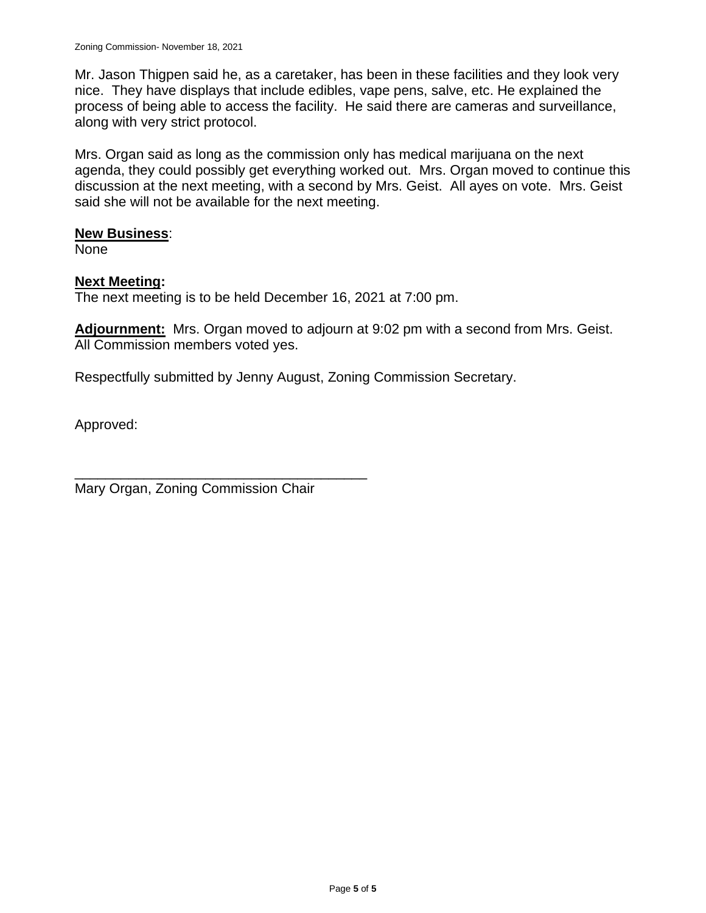Mr. Jason Thigpen said he, as a caretaker, has been in these facilities and they look very nice. They have displays that include edibles, vape pens, salve, etc. He explained the process of being able to access the facility. He said there are cameras and surveillance, along with very strict protocol.

Mrs. Organ said as long as the commission only has medical marijuana on the next agenda, they could possibly get everything worked out. Mrs. Organ moved to continue this discussion at the next meeting, with a second by Mrs. Geist. All ayes on vote. Mrs. Geist said she will not be available for the next meeting.

**New Business**:
None

**Next Meeting:**
The next meeting is to be held December 16, 2021 at 7:00 pm.

**Adjournment:** Mrs. Organ moved to adjourn at 9:02 pm with a second from Mrs. Geist. All Commission members voted yes.

Respectfully submitted by Jenny August, Zoning Commission Secretary.

Approved:

_______________________________________
Mary Organ, Zoning Commission Chair